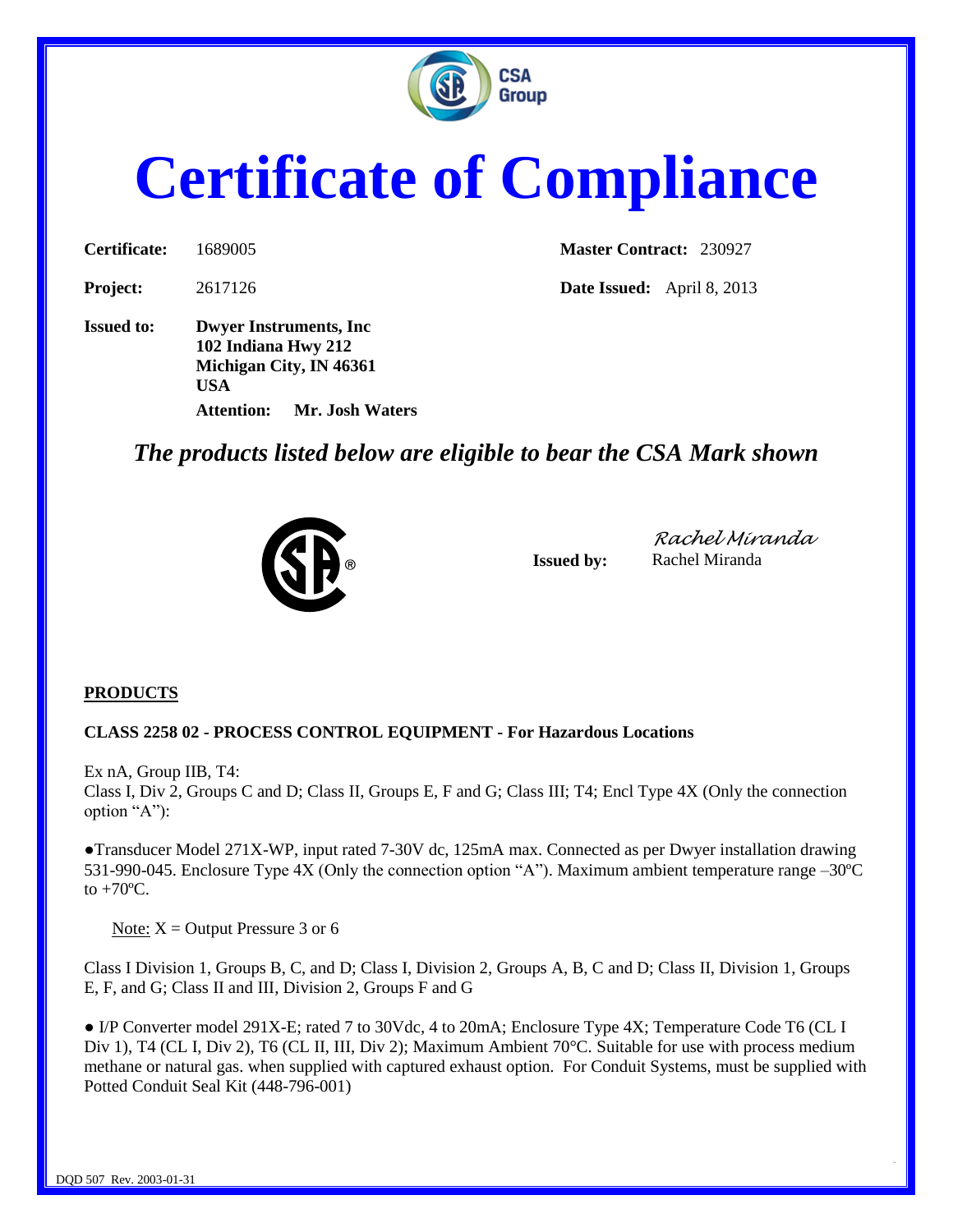# Certificate of Compliance

**Certificate:** 1689005 **Master Contract:** 230927

**Project:** 2617126 **Date Issued:** April 8, 2013

**Issued to:** **Dwyer Instruments, Inc**
**102 Indiana Hwy 212**
**Michigan City, IN 46361**
**USA**
**Attention: Mr. Josh Waters**

*The products listed below are eligible to bear the CSA Mark shown*

**Issued by:** Rachel Miranda

## PRODUCTS

**CLASS 2258 02 - PROCESS CONTROL EQUIPMENT - For Hazardous Locations**

Ex nA, Group IIB, T4:
Class I, Div 2, Groups C and D; Class II, Groups E, F and G; Class III; T4; Encl Type 4X (Only the connection option "A"):

- Transducer Model 271X-WP, input rated 7-30V dc, 125mA max. Connected as per Dwyer installation drawing 531-990-045. Enclosure Type 4X (Only the connection option "A"). Maximum ambient temperature range –30ºC to +70ºC.

  Note: X = Output Pressure 3 or 6

Class I Division 1, Groups B, C, and D; Class I, Division 2, Groups A, B, C and D; Class II, Division 1, Groups E, F, and G; Class II and III, Division 2, Groups F and G

- I/P Converter model 291X-E; rated 7 to 30Vdc, 4 to 20mA; Enclosure Type 4X; Temperature Code T6 (CL I Div 1), T4 (CL I, Div 2), T6 (CL II, III, Div 2); Maximum Ambient 70°C. Suitable for use with process medium methane or natural gas. when supplied with captured exhaust option. For Conduit Systems, must be supplied with Potted Conduit Seal Kit (448-796-001)

DQD 507 Rev. 2003-01-31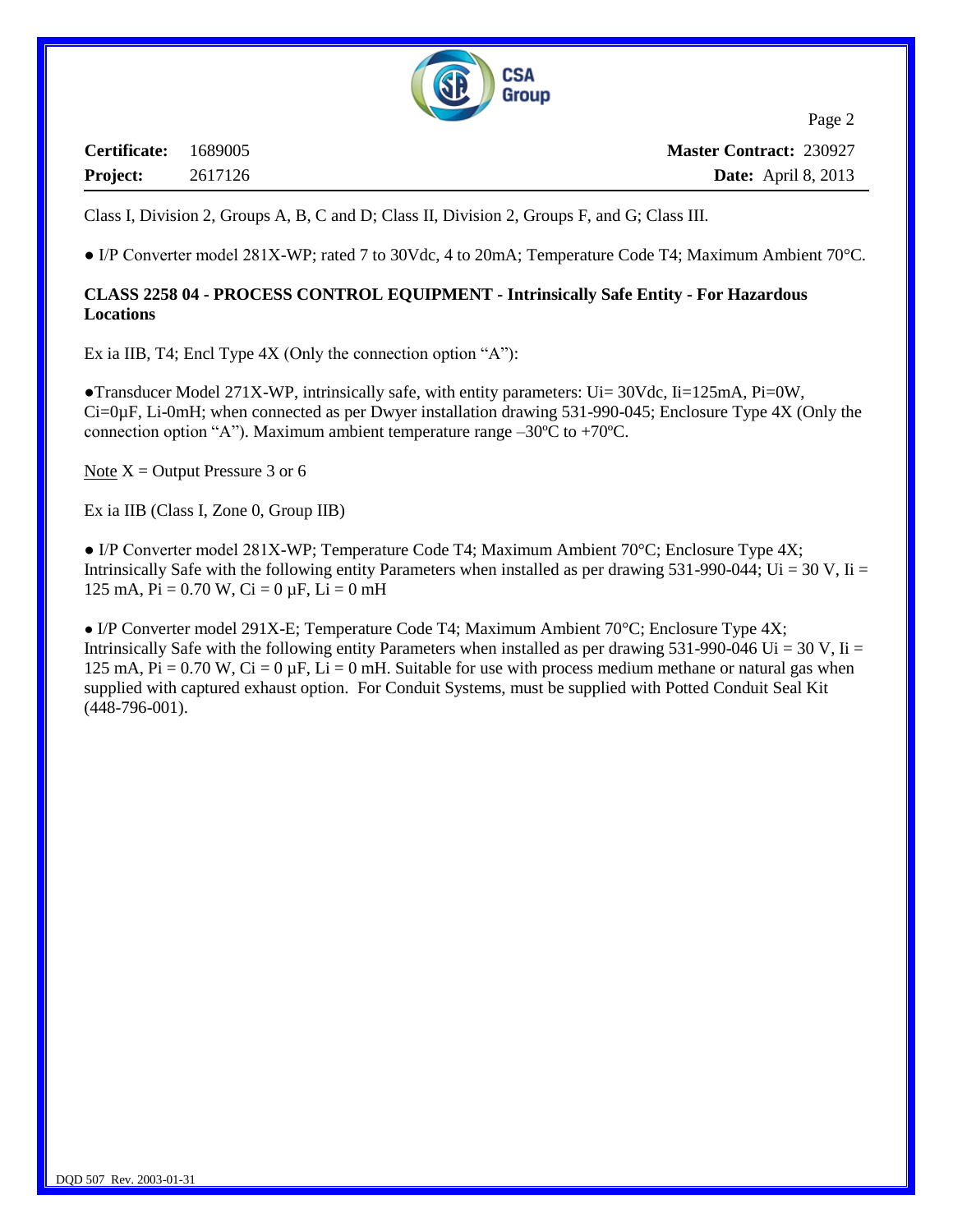**Certificate:** 1689005 **Master Contract:** 230927

**Project:** 2617126 **Date:** April 8, 2013

Class I, Division 2, Groups A, B, C and D; Class II, Division 2, Groups F, and G; Class III.

- I/P Converter model 281X-WP; rated 7 to 30Vdc, 4 to 20mA; Temperature Code T4; Maximum Ambient 70°C.

**CLASS 2258 04 - PROCESS CONTROL EQUIPMENT - Intrinsically Safe Entity - For Hazardous Locations**

Ex ia IIB, T4; Encl Type 4X (Only the connection option "A"):

- Transducer Model 271X-WP, intrinsically safe, with entity parameters: Ui= 30Vdc, Ii=125mA, Pi=0W, Ci=0µF, Li-0mH; when connected as per Dwyer installation drawing 531-990-045; Enclosure Type 4X (Only the connection option "A"). Maximum ambient temperature range –30ºC to +70ºC.

Note X = Output Pressure 3 or 6

Ex ia IIB (Class I, Zone 0, Group IIB)

- I/P Converter model 281X-WP; Temperature Code T4; Maximum Ambient 70°C; Enclosure Type 4X; Intrinsically Safe with the following entity Parameters when installed as per drawing 531-990-044; Ui = 30 V, Ii = 125 mA, Pi = 0.70 W, Ci = 0 µF, Li = 0 mH

- I/P Converter model 291X-E; Temperature Code T4; Maximum Ambient 70°C; Enclosure Type 4X; Intrinsically Safe with the following entity Parameters when installed as per drawing 531-990-046 Ui = 30 V, Ii = 125 mA, Pi = 0.70 W, Ci = 0 µF, Li = 0 mH. Suitable for use with process medium methane or natural gas when supplied with captured exhaust option. For Conduit Systems, must be supplied with Potted Conduit Seal Kit (448-796-001).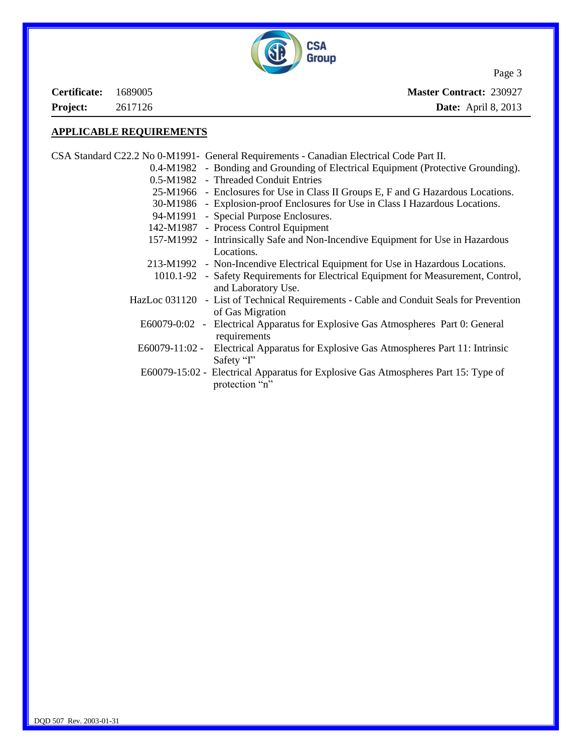**Certificate:** 1689005 **Master Contract:** 230927

**Project:** 2617126 **Date:** April 8, 2013

## APPLICABLE REQUIREMENTS

CSA Standard C22.2 No 0-M1991- General Requirements - Canadian Electrical Code Part II.

- 0.4-M1982 - Bonding and Grounding of Electrical Equipment (Protective Grounding).
- 0.5-M1982 - Threaded Conduit Entries
- 25-M1966 - Enclosures for Use in Class II Groups E, F and G Hazardous Locations.
- 30-M1986 - Explosion-proof Enclosures for Use in Class I Hazardous Locations.
- 94-M1991 - Special Purpose Enclosures.
- 142-M1987 - Process Control Equipment
- 157-M1992 - Intrinsically Safe and Non-Incendive Equipment for Use in Hazardous Locations.
- 213-M1992 - Non-Incendive Electrical Equipment for Use in Hazardous Locations.
- 1010.1-92 - Safety Requirements for Electrical Equipment for Measurement, Control, and Laboratory Use.
- HazLoc 031120 - List of Technical Requirements - Cable and Conduit Seals for Prevention of Gas Migration
- E60079-0:02 - Electrical Apparatus for Explosive Gas Atmospheres Part 0: General requirements
- E60079-11:02 - Electrical Apparatus for Explosive Gas Atmospheres Part 11: Intrinsic Safety "I"
- E60079-15:02 - Electrical Apparatus for Explosive Gas Atmospheres Part 15: Type of protection "n"

DQD 507 Rev. 2003-01-31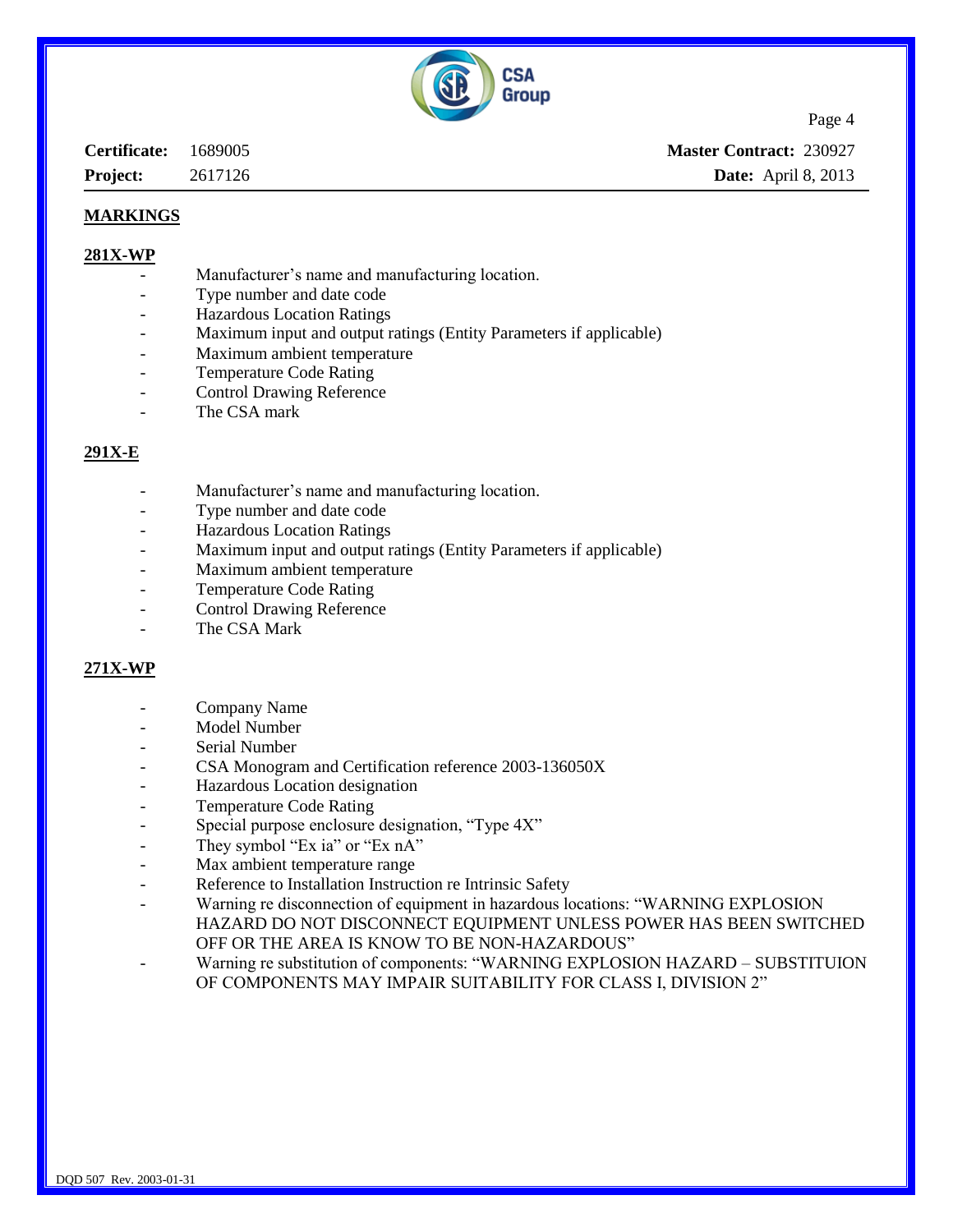**Certificate:** 1689005 **Master Contract:** 230927

**Project:** 2617126 **Date:** April 8, 2013

## MARKINGS

### 281X-WP

- Manufacturer's name and manufacturing location.
- Type number and date code
- Hazardous Location Ratings
- Maximum input and output ratings (Entity Parameters if applicable)
- Maximum ambient temperature
- Temperature Code Rating
- Control Drawing Reference
- The CSA mark

### 291X-E

- Manufacturer's name and manufacturing location.
- Type number and date code
- Hazardous Location Ratings
- Maximum input and output ratings (Entity Parameters if applicable)
- Maximum ambient temperature
- Temperature Code Rating
- Control Drawing Reference
- The CSA Mark

### 271X-WP

- Company Name
- Model Number
- Serial Number
- CSA Monogram and Certification reference 2003-136050X
- Hazardous Location designation
- Temperature Code Rating
- Special purpose enclosure designation, "Type 4X"
- They symbol "Ex ia" or "Ex nA"
- Max ambient temperature range
- Reference to Installation Instruction re Intrinsic Safety
- Warning re disconnection of equipment in hazardous locations: "WARNING EXPLOSION HAZARD DO NOT DISCONNECT EQUIPMENT UNLESS POWER HAS BEEN SWITCHED OFF OR THE AREA IS KNOW TO BE NON-HAZARDOUS"
- Warning re substitution of components: "WARNING EXPLOSION HAZARD – SUBSTITUION OF COMPONENTS MAY IMPAIR SUITABILITY FOR CLASS I, DIVISION 2"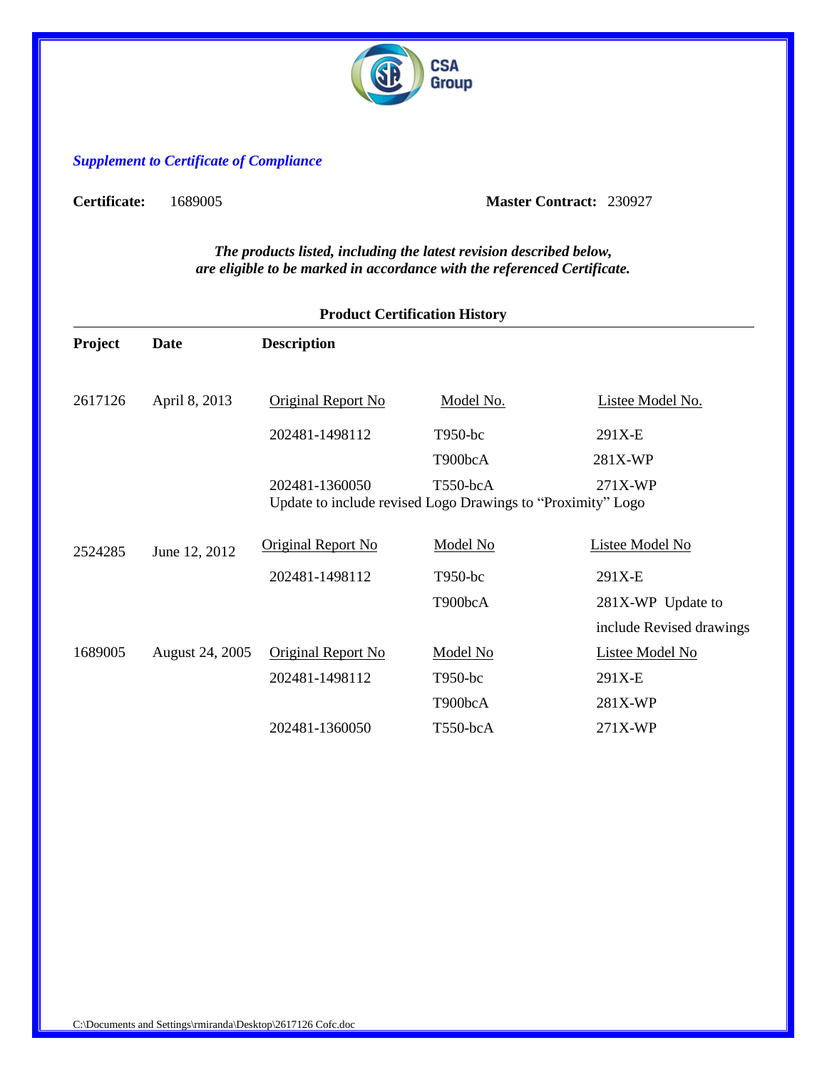*Supplement to Certificate of Compliance*

**Certificate:** 1689005 **Master Contract:** 230927

***The products listed, including the latest revision described below, are eligible to be marked in accordance with the referenced Certificate.***

**Product Certification History**

| Project | Date | Description | | |
|---|---|---|---|---|
| 2617126 | April 8, 2013 | Original Report No | Model No. | Listee Model No. |
| | | 202481-1498112 | T950-bc | 291X-E |
| | | | T900bcA | 281X-WP |
| | | 202481-1360050 | T550-bcA | 271X-WP |
| | | Update to include revised Logo Drawings to "Proximity" Logo | | |
| 2524285 | June 12, 2012 | Original Report No | Model No | Listee Model No |
| | | 202481-1498112 | T950-bc | 291X-E |
| | | | T900bcA | 281X-WP Update to include Revised drawings |
| 1689005 | August 24, 2005 | Original Report No | Model No | Listee Model No |
| | | 202481-1498112 | T950-bc | 291X-E |
| | | | T900bcA | 281X-WP |
| | | 202481-1360050 | T550-bcA | 271X-WP |

C:\Documents and Settings\rmiranda\Desktop\2617126 Cofc.doc